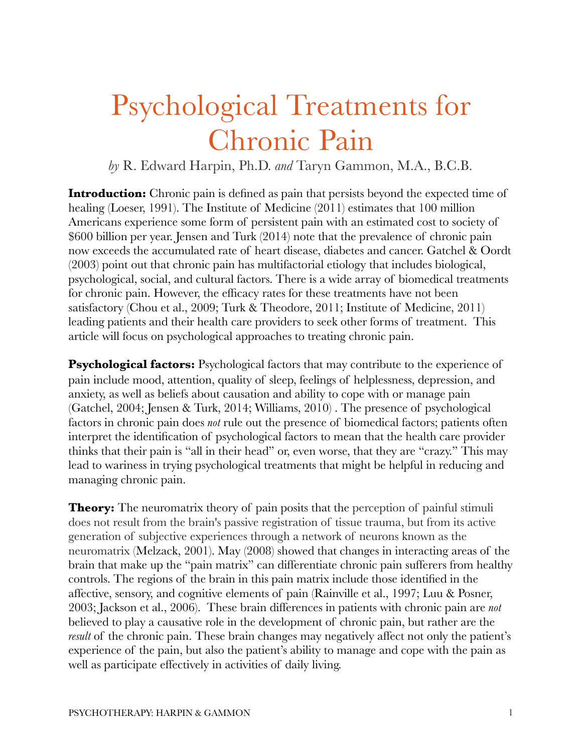# Psychological Treatments for Chronic Pain

*by* R. Edward Harpin, Ph.D. *and* Taryn Gammon, M.A., B.C.B.

**Introduction:** Chronic pain is defined as pain that persists beyond the expected time of healing (Loeser, 1991). The Institute of Medicine (2011) estimates that 100 million Americans experience some form of persistent pain with an estimated cost to society of $600 billion per year. Jensen and Turk (2014) note that the prevalence of chronic pain now exceeds the accumulated rate of heart disease, diabetes and cancer. Gatchel & Oordt (2003) point out that chronic pain has multifactorial etiology that includes biological, psychological, social, and cultural factors. There is a wide array of biomedical treatments for chronic pain. However, the efficacy rates for these treatments have not been satisfactory (Chou et al., 2009; Turk & Theodore, 2011; Institute of Medicine, 2011) leading patients and their health care providers to seek other forms of treatment. This article will focus on psychological approaches to treating chronic pain.

**Psychological factors:** Psychological factors that may contribute to the experience of pain include mood, attention, quality of sleep, feelings of helplessness, depression, and anxiety, as well as beliefs about causation and ability to cope with or manage pain (Gatchel, 2004; Jensen & Turk, 2014; Williams, 2010) . The presence of psychological factors in chronic pain does *not* rule out the presence of biomedical factors; patients often interpret the identification of psychological factors to mean that the health care provider thinks that their pain is "all in their head" or, even worse, that they are "crazy." This may lead to wariness in trying psychological treatments that might be helpful in reducing and managing chronic pain.

**Theory:** The neuromatrix theory of pain posits that the perception of painful stimuli does not result from the brain's passive registration of tissue trauma, but from its active generation of subjective experiences through a network of neurons known as the neuromatrix (Melzack, 2001). May (2008) showed that changes in interacting areas of the brain that make up the "pain matrix" can differentiate chronic pain sufferers from healthy controls. The regions of the brain in this pain matrix include those identified in the affective, sensory, and cognitive elements of pain (Rainville et al., 1997; Luu & Posner, 2003; Jackson et al., 2006). These brain differences in patients with chronic pain are *not* believed to play a causative role in the development of chronic pain, but rather are the *result* of the chronic pain. These brain changes may negatively affect not only the patient's experience of the pain, but also the patient's ability to manage and cope with the pain as well as participate effectively in activities of daily living.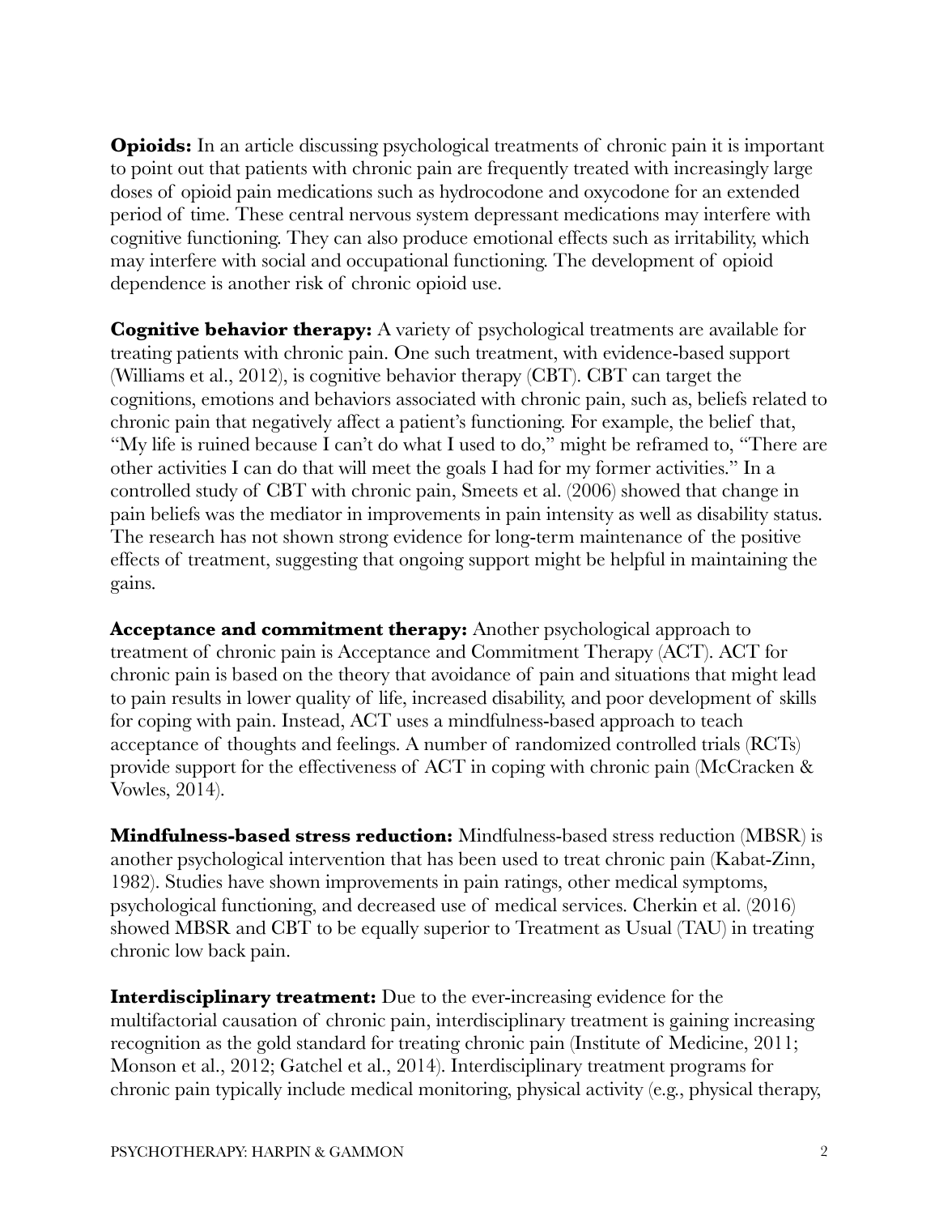**Opioids:** In an article discussing psychological treatments of chronic pain it is important to point out that patients with chronic pain are frequently treated with increasingly large doses of opioid pain medications such as hydrocodone and oxycodone for an extended period of time. These central nervous system depressant medications may interfere with cognitive functioning. They can also produce emotional effects such as irritability, which may interfere with social and occupational functioning. The development of opioid dependence is another risk of chronic opioid use.

**Cognitive behavior therapy:** A variety of psychological treatments are available for treating patients with chronic pain. One such treatment, with evidence-based support (Williams et al., 2012), is cognitive behavior therapy (CBT). CBT can target the cognitions, emotions and behaviors associated with chronic pain, such as, beliefs related to chronic pain that negatively affect a patient's functioning. For example, the belief that, "My life is ruined because I can't do what I used to do," might be reframed to, "There are other activities I can do that will meet the goals I had for my former activities." In a controlled study of CBT with chronic pain, Smeets et al. (2006) showed that change in pain beliefs was the mediator in improvements in pain intensity as well as disability status. The research has not shown strong evidence for long-term maintenance of the positive effects of treatment, suggesting that ongoing support might be helpful in maintaining the gains.

**Acceptance and commitment therapy:** Another psychological approach to treatment of chronic pain is Acceptance and Commitment Therapy (ACT). ACT for chronic pain is based on the theory that avoidance of pain and situations that might lead to pain results in lower quality of life, increased disability, and poor development of skills for coping with pain. Instead, ACT uses a mindfulness-based approach to teach acceptance of thoughts and feelings. A number of randomized controlled trials (RCTs) provide support for the effectiveness of ACT in coping with chronic pain (McCracken & Vowles, 2014).

**Mindfulness-based stress reduction:** Mindfulness-based stress reduction (MBSR) is another psychological intervention that has been used to treat chronic pain (Kabat-Zinn, 1982). Studies have shown improvements in pain ratings, other medical symptoms, psychological functioning, and decreased use of medical services. Cherkin et al. (2016) showed MBSR and CBT to be equally superior to Treatment as Usual (TAU) in treating chronic low back pain.

**Interdisciplinary treatment:** Due to the ever-increasing evidence for the multifactorial causation of chronic pain, interdisciplinary treatment is gaining increasing recognition as the gold standard for treating chronic pain (Institute of Medicine, 2011; Monson et al., 2012; Gatchel et al., 2014). Interdisciplinary treatment programs for chronic pain typically include medical monitoring, physical activity (e.g., physical therapy,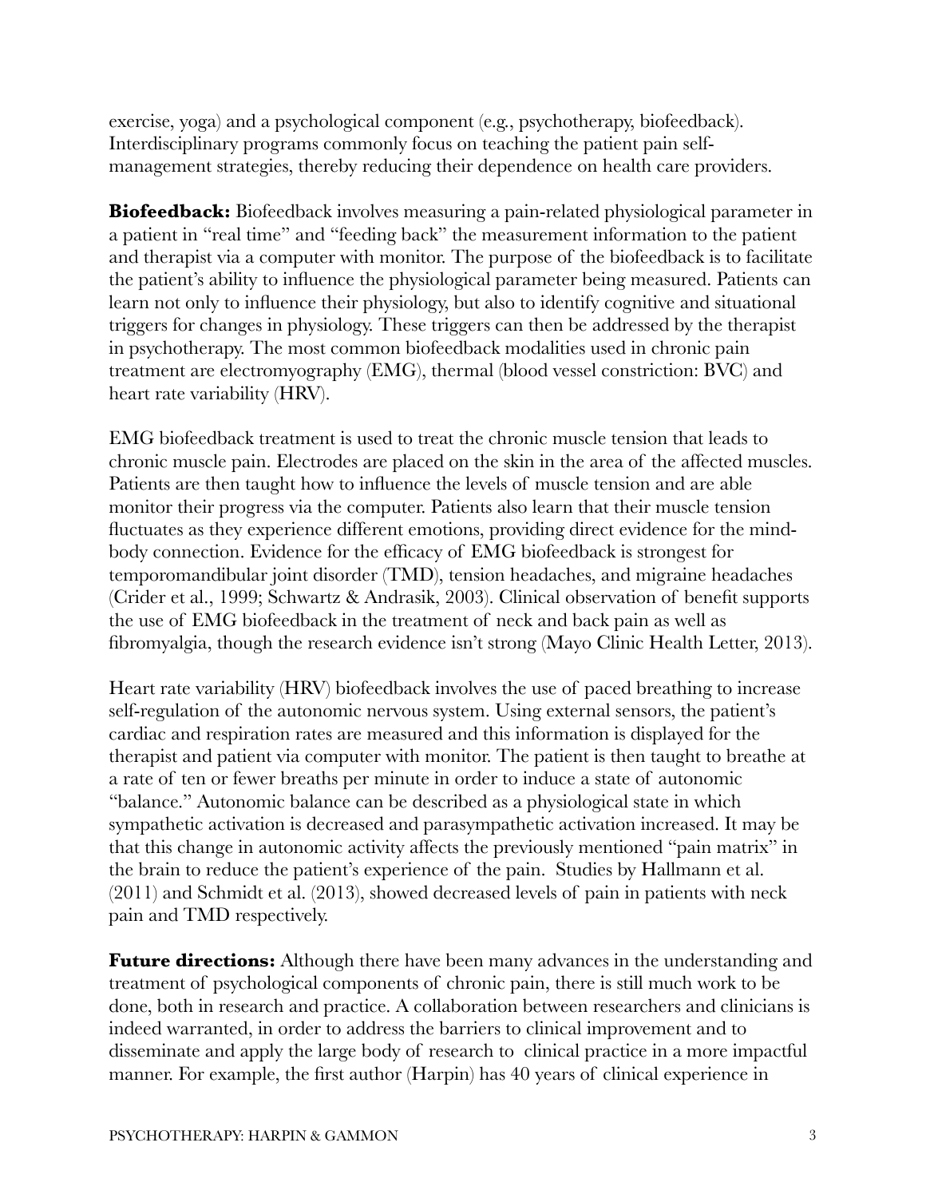exercise, yoga) and a psychological component (e.g., psychotherapy, biofeedback). Interdisciplinary programs commonly focus on teaching the patient pain self-management strategies, thereby reducing their dependence on health care providers.

**Biofeedback:** Biofeedback involves measuring a pain-related physiological parameter in a patient in "real time" and "feeding back" the measurement information to the patient and therapist via a computer with monitor. The purpose of the biofeedback is to facilitate the patient's ability to influence the physiological parameter being measured. Patients can learn not only to influence their physiology, but also to identify cognitive and situational triggers for changes in physiology. These triggers can then be addressed by the therapist in psychotherapy. The most common biofeedback modalities used in chronic pain treatment are electromyography (EMG), thermal (blood vessel constriction: BVC) and heart rate variability (HRV).

EMG biofeedback treatment is used to treat the chronic muscle tension that leads to chronic muscle pain. Electrodes are placed on the skin in the area of the affected muscles. Patients are then taught how to influence the levels of muscle tension and are able monitor their progress via the computer. Patients also learn that their muscle tension fluctuates as they experience different emotions, providing direct evidence for the mind-body connection. Evidence for the efficacy of EMG biofeedback is strongest for temporomandibular joint disorder (TMD), tension headaches, and migraine headaches (Crider et al., 1999; Schwartz & Andrasik, 2003). Clinical observation of benefit supports the use of EMG biofeedback in the treatment of neck and back pain as well as fibromyalgia, though the research evidence isn't strong (Mayo Clinic Health Letter, 2013).

Heart rate variability (HRV) biofeedback involves the use of paced breathing to increase self-regulation of the autonomic nervous system. Using external sensors, the patient's cardiac and respiration rates are measured and this information is displayed for the therapist and patient via computer with monitor. The patient is then taught to breathe at a rate of ten or fewer breaths per minute in order to induce a state of autonomic "balance." Autonomic balance can be described as a physiological state in which sympathetic activation is decreased and parasympathetic activation increased. It may be that this change in autonomic activity affects the previously mentioned "pain matrix" in the brain to reduce the patient's experience of the pain. Studies by Hallmann et al. (2011) and Schmidt et al. (2013), showed decreased levels of pain in patients with neck pain and TMD respectively.

**Future directions:** Although there have been many advances in the understanding and treatment of psychological components of chronic pain, there is still much work to be done, both in research and practice. A collaboration between researchers and clinicians is indeed warranted, in order to address the barriers to clinical improvement and to disseminate and apply the large body of research to clinical practice in a more impactful manner. For example, the first author (Harpin) has 40 years of clinical experience in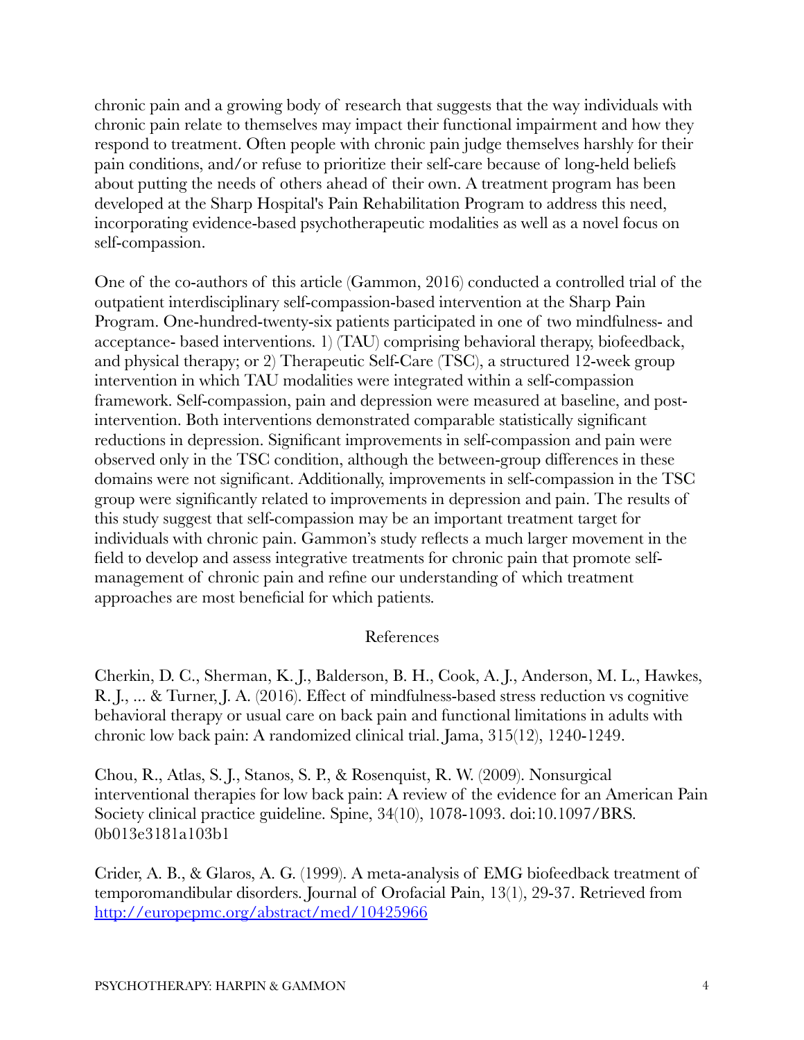chronic pain and a growing body of research that suggests that the way individuals with chronic pain relate to themselves may impact their functional impairment and how they respond to treatment. Often people with chronic pain judge themselves harshly for their pain conditions, and/or refuse to prioritize their self-care because of long-held beliefs about putting the needs of others ahead of their own. A treatment program has been developed at the Sharp Hospital's Pain Rehabilitation Program to address this need, incorporating evidence-based psychotherapeutic modalities as well as a novel focus on self-compassion.

One of the co-authors of this article (Gammon, 2016) conducted a controlled trial of the outpatient interdisciplinary self-compassion-based intervention at the Sharp Pain Program. One-hundred-twenty-six patients participated in one of two mindfulness- and acceptance- based interventions. 1) (TAU) comprising behavioral therapy, biofeedback, and physical therapy; or 2) Therapeutic Self-Care (TSC), a structured 12-week group intervention in which TAU modalities were integrated within a self-compassion framework. Self-compassion, pain and depression were measured at baseline, and post-intervention. Both interventions demonstrated comparable statistically significant reductions in depression. Significant improvements in self-compassion and pain were observed only in the TSC condition, although the between-group differences in these domains were not significant. Additionally, improvements in self-compassion in the TSC group were significantly related to improvements in depression and pain. The results of this study suggest that self-compassion may be an important treatment target for individuals with chronic pain. Gammon's study reflects a much larger movement in the field to develop and assess integrative treatments for chronic pain that promote self-management of chronic pain and refine our understanding of which treatment approaches are most beneficial for which patients.

## References

Cherkin, D. C., Sherman, K. J., Balderson, B. H., Cook, A. J., Anderson, M. L., Hawkes, R. J., ... & Turner, J. A. (2016). Effect of mindfulness-based stress reduction vs cognitive behavioral therapy or usual care on back pain and functional limitations in adults with chronic low back pain: A randomized clinical trial. Jama, 315(12), 1240-1249.

Chou, R., Atlas, S. J., Stanos, S. P., & Rosenquist, R. W. (2009). Nonsurgical interventional therapies for low back pain: A review of the evidence for an American Pain Society clinical practice guideline. Spine, 34(10), 1078-1093. doi:10.1097/BRS.0b013e3181a103b1

Crider, A. B., & Glaros, A. G. (1999). A meta-analysis of EMG biofeedback treatment of temporomandibular disorders. Journal of Orofacial Pain, 13(1), 29-37. Retrieved from [http://europepmc.org/abstract/med/10425966](http://europepmc.org/abstract/med/10425966)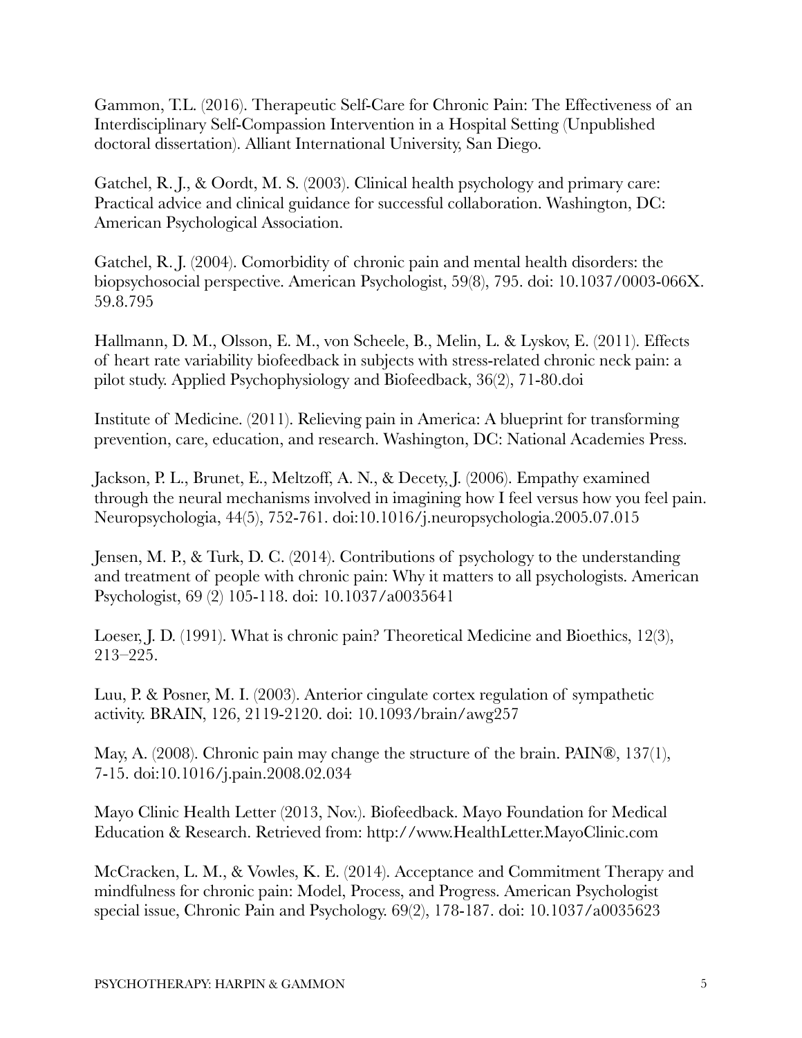Gammon, T.L. (2016). Therapeutic Self-Care for Chronic Pain: The Effectiveness of an Interdisciplinary Self-Compassion Intervention in a Hospital Setting (Unpublished doctoral dissertation). Alliant International University, San Diego.

Gatchel, R. J., & Oordt, M. S. (2003). Clinical health psychology and primary care: Practical advice and clinical guidance for successful collaboration. Washington, DC: American Psychological Association.

Gatchel, R. J. (2004). Comorbidity of chronic pain and mental health disorders: the biopsychosocial perspective. American Psychologist, 59(8), 795. doi: 10.1037/0003-066X.59.8.795

Hallmann, D. M., Olsson, E. M., von Scheele, B., Melin, L. & Lyskov, E. (2011). Effects of heart rate variability biofeedback in subjects with stress-related chronic neck pain: a pilot study. Applied Psychophysiology and Biofeedback, 36(2), 71-80.doi

Institute of Medicine. (2011). Relieving pain in America: A blueprint for transforming prevention, care, education, and research. Washington, DC: National Academies Press.

Jackson, P. L., Brunet, E., Meltzoff, A. N., & Decety, J. (2006). Empathy examined through the neural mechanisms involved in imagining how I feel versus how you feel pain. Neuropsychologia, 44(5), 752-761. doi:10.1016/j.neuropsychologia.2005.07.015

Jensen, M. P., & Turk, D. C. (2014). Contributions of psychology to the understanding and treatment of people with chronic pain: Why it matters to all psychologists. American Psychologist, 69 (2) 105-118. doi: 10.1037/a0035641

Loeser, J. D. (1991). What is chronic pain? Theoretical Medicine and Bioethics, 12(3), 213–225.

Luu, P. & Posner, M. I. (2003). Anterior cingulate cortex regulation of sympathetic activity. BRAIN, 126, 2119-2120. doi: 10.1093/brain/awg257

May, A. (2008). Chronic pain may change the structure of the brain. PAIN®, 137(1), 7-15. doi:10.1016/j.pain.2008.02.034

Mayo Clinic Health Letter (2013, Nov.). Biofeedback. Mayo Foundation for Medical Education & Research. Retrieved from: http://www.HealthLetter.MayoClinic.com

McCracken, L. M., & Vowles, K. E. (2014). Acceptance and Commitment Therapy and mindfulness for chronic pain: Model, Process, and Progress. American Psychologist special issue, Chronic Pain and Psychology. 69(2), 178-187. doi: 10.1037/a0035623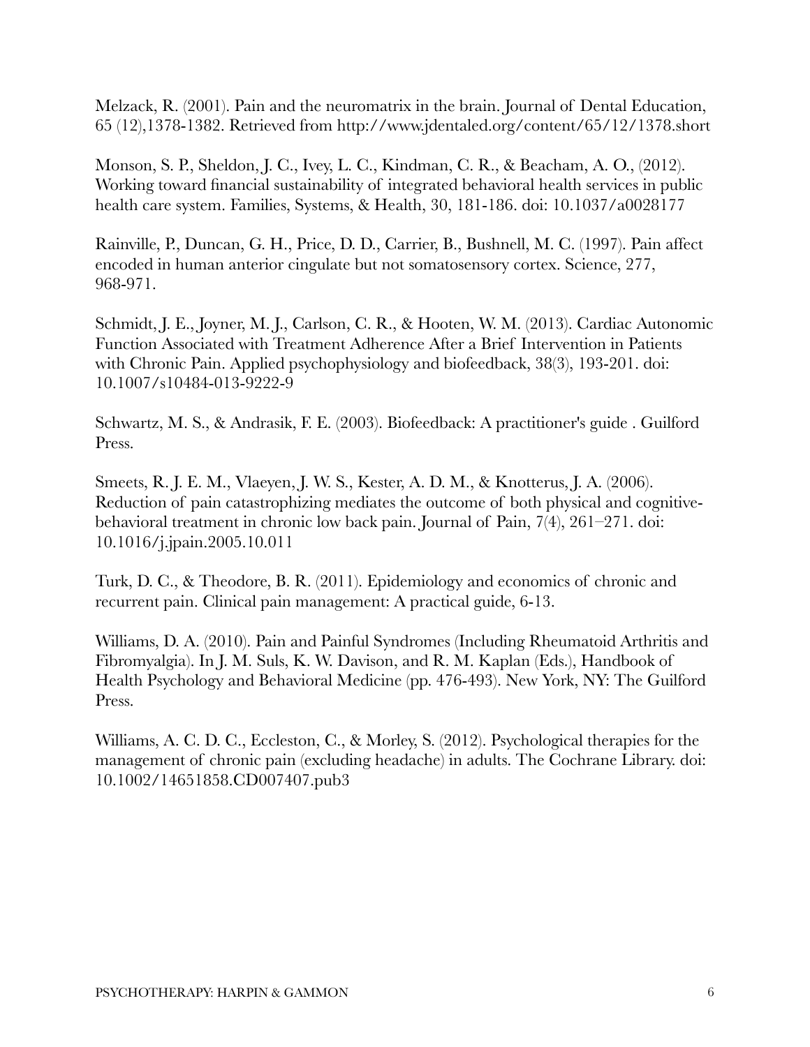Melzack, R. (2001). Pain and the neuromatrix in the brain. Journal of Dental Education, 65 (12),1378-1382. Retrieved from http://www.jdentaled.org/content/65/12/1378.short

Monson, S. P., Sheldon, J. C., Ivey, L. C., Kindman, C. R., & Beacham, A. O., (2012). Working toward financial sustainability of integrated behavioral health services in public health care system. Families, Systems, & Health, 30, 181-186. doi: 10.1037/a0028177

Rainville, P., Duncan, G. H., Price, D. D., Carrier, B., Bushnell, M. C. (1997). Pain affect encoded in human anterior cingulate but not somatosensory cortex. Science, 277, 968-971.

Schmidt, J. E., Joyner, M. J., Carlson, C. R., & Hooten, W. M. (2013). Cardiac Autonomic Function Associated with Treatment Adherence After a Brief Intervention in Patients with Chronic Pain. Applied psychophysiology and biofeedback, 38(3), 193-201. doi: 10.1007/s10484-013-9222-9

Schwartz, M. S., & Andrasik, F. E. (2003). Biofeedback: A practitioner's guide . Guilford Press.

Smeets, R. J. E. M., Vlaeyen, J. W. S., Kester, A. D. M., & Knotterus, J. A. (2006). Reduction of pain catastrophizing mediates the outcome of both physical and cognitive-behavioral treatment in chronic low back pain. Journal of Pain, 7(4), 261–271. doi: 10.1016/j.jpain.2005.10.011

Turk, D. C., & Theodore, B. R. (2011). Epidemiology and economics of chronic and recurrent pain. Clinical pain management: A practical guide, 6-13.

Williams, D. A. (2010). Pain and Painful Syndromes (Including Rheumatoid Arthritis and Fibromyalgia). In J. M. Suls, K. W. Davison, and R. M. Kaplan (Eds.), Handbook of Health Psychology and Behavioral Medicine (pp. 476-493). New York, NY: The Guilford Press.

Williams, A. C. D. C., Eccleston, C., & Morley, S. (2012). Psychological therapies for the management of chronic pain (excluding headache) in adults. The Cochrane Library. doi: 10.1002/14651858.CD007407.pub3